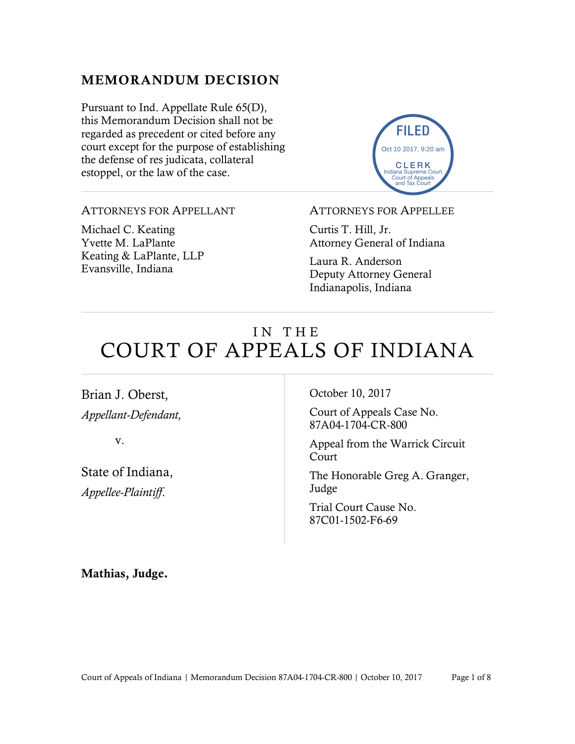## MEMORANDUM DECISION

Pursuant to Ind. Appellate Rule 65(D), this Memorandum Decision shall not be regarded as precedent or cited before any court except for the purpose of establishing the defense of res judicata, collateral estoppel, or the law of the case.

FILED
Oct 10 2017, 9:20 am
CLERK
Indiana Supreme Court
Court of Appeals
and Tax Court

---

ATTORNEYS FOR APPELLANT

Michael C. Keating
Yvette M. LaPlante
Keating & LaPlante, LLP
Evansville, Indiana

ATTORNEYS FOR APPELLEE

Curtis T. Hill, Jr.
Attorney General of Indiana

Laura R. Anderson
Deputy Attorney General
Indianapolis, Indiana

---

# IN THE COURT OF APPEALS OF INDIANA

Brian J. Oberst,
*Appellant-Defendant,*

v.

State of Indiana,
*Appellee-Plaintiff.*

October 10, 2017

Court of Appeals Case No. 87A04-1704-CR-800

Appeal from the Warrick Circuit Court

The Honorable Greg A. Granger, Judge

Trial Court Cause No. 87C01-1502-F6-69

**Mathias, Judge.**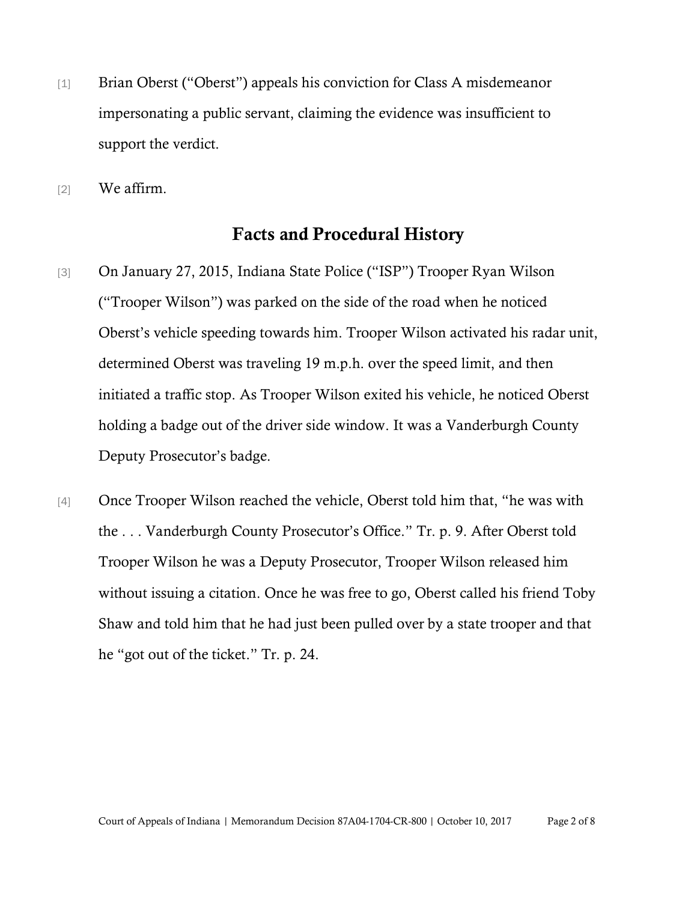[1] Brian Oberst ("Oberst") appeals his conviction for Class A misdemeanor impersonating a public servant, claiming the evidence was insufficient to support the verdict.

[2] We affirm.

## Facts and Procedural History

[3] On January 27, 2015, Indiana State Police ("ISP") Trooper Ryan Wilson ("Trooper Wilson") was parked on the side of the road when he noticed Oberst's vehicle speeding towards him. Trooper Wilson activated his radar unit, determined Oberst was traveling 19 m.p.h. over the speed limit, and then initiated a traffic stop. As Trooper Wilson exited his vehicle, he noticed Oberst holding a badge out of the driver side window. It was a Vanderburgh County Deputy Prosecutor's badge.

[4] Once Trooper Wilson reached the vehicle, Oberst told him that, "he was with the . . . Vanderburgh County Prosecutor's Office." Tr. p. 9. After Oberst told Trooper Wilson he was a Deputy Prosecutor, Trooper Wilson released him without issuing a citation. Once he was free to go, Oberst called his friend Toby Shaw and told him that he had just been pulled over by a state trooper and that he "got out of the ticket." Tr. p. 24.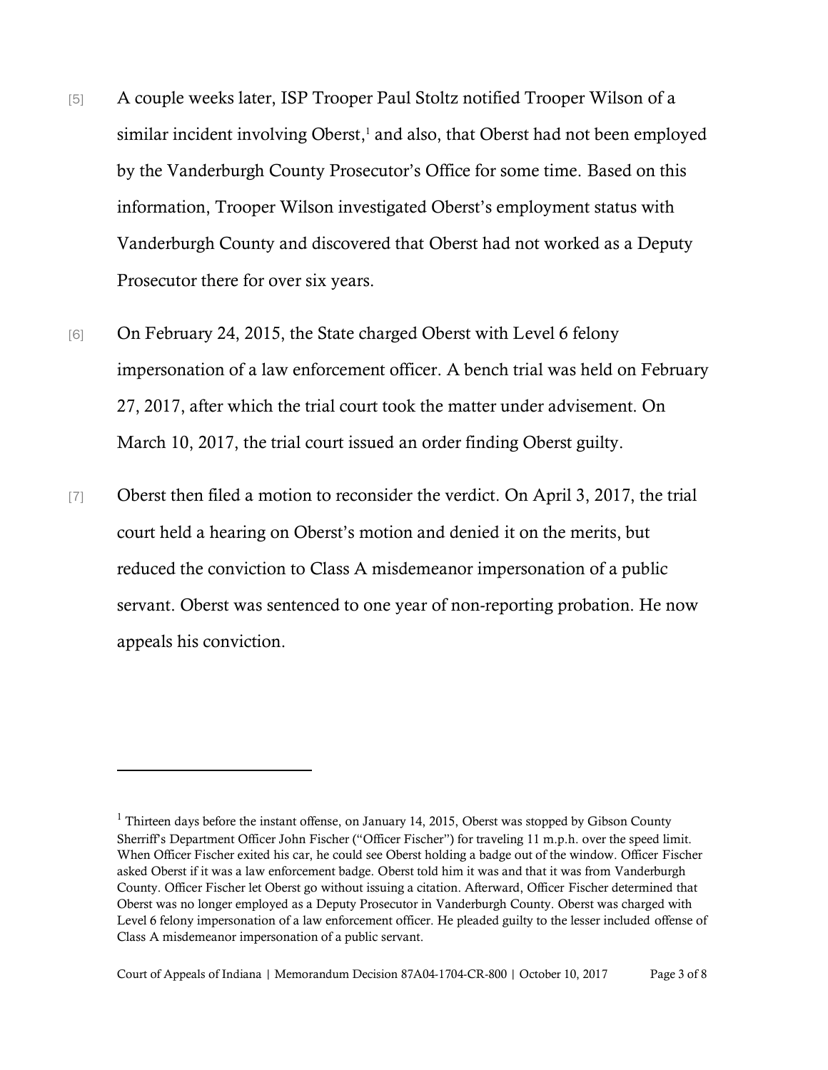[5] A couple weeks later, ISP Trooper Paul Stoltz notified Trooper Wilson of a similar incident involving Oberst,[1] and also, that Oberst had not been employed by the Vanderburgh County Prosecutor's Office for some time. Based on this information, Trooper Wilson investigated Oberst's employment status with Vanderburgh County and discovered that Oberst had not worked as a Deputy Prosecutor there for over six years.

[6] On February 24, 2015, the State charged Oberst with Level 6 felony impersonation of a law enforcement officer. A bench trial was held on February 27, 2017, after which the trial court took the matter under advisement. On March 10, 2017, the trial court issued an order finding Oberst guilty.

[7] Oberst then filed a motion to reconsider the verdict. On April 3, 2017, the trial court held a hearing on Oberst's motion and denied it on the merits, but reduced the conviction to Class A misdemeanor impersonation of a public servant. Oberst was sentenced to one year of non-reporting probation. He now appeals his conviction.

---

[1] Thirteen days before the instant offense, on January 14, 2015, Oberst was stopped by Gibson County Sherriff's Department Officer John Fischer ("Officer Fischer") for traveling 11 m.p.h. over the speed limit. When Officer Fischer exited his car, he could see Oberst holding a badge out of the window. Officer Fischer asked Oberst if it was a law enforcement badge. Oberst told him it was and that it was from Vanderburgh County. Officer Fischer let Oberst go without issuing a citation. Afterward, Officer Fischer determined that Oberst was no longer employed as a Deputy Prosecutor in Vanderburgh County. Oberst was charged with Level 6 felony impersonation of a law enforcement officer. He pleaded guilty to the lesser included offense of Class A misdemeanor impersonation of a public servant.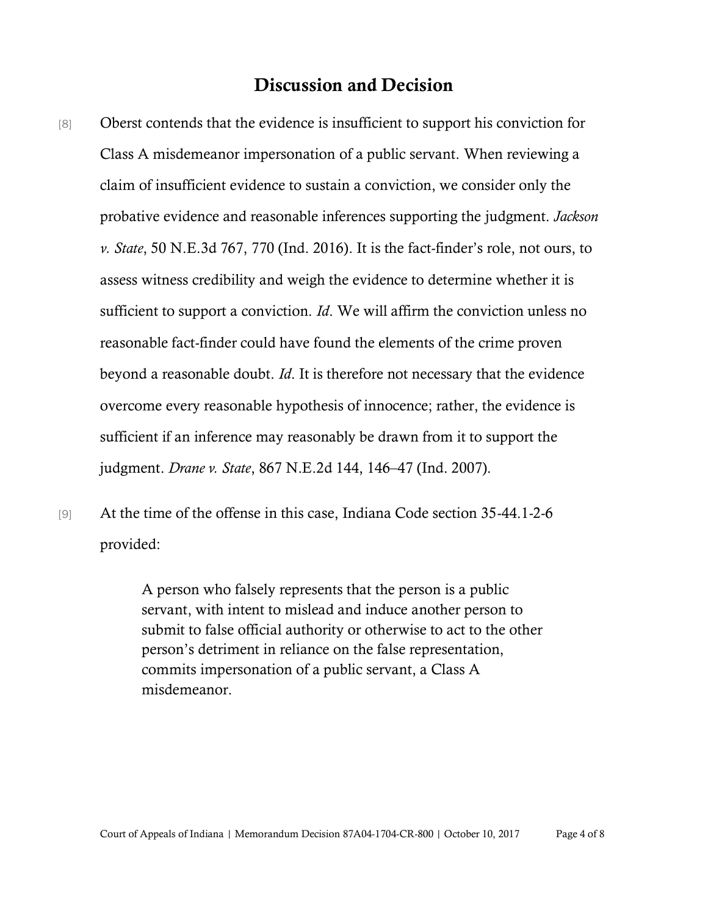## Discussion and Decision

[8] Oberst contends that the evidence is insufficient to support his conviction for Class A misdemeanor impersonation of a public servant. When reviewing a claim of insufficient evidence to sustain a conviction, we consider only the probative evidence and reasonable inferences supporting the judgment. *Jackson v. State*, 50 N.E.3d 767, 770 (Ind. 2016). It is the fact-finder's role, not ours, to assess witness credibility and weigh the evidence to determine whether it is sufficient to support a conviction. *Id*. We will affirm the conviction unless no reasonable fact-finder could have found the elements of the crime proven beyond a reasonable doubt. *Id*. It is therefore not necessary that the evidence overcome every reasonable hypothesis of innocence; rather, the evidence is sufficient if an inference may reasonably be drawn from it to support the judgment. *Drane v. State*, 867 N.E.2d 144, 146–47 (Ind. 2007).

[9] At the time of the offense in this case, Indiana Code section 35-44.1-2-6 provided:

> A person who falsely represents that the person is a public servant, with intent to mislead and induce another person to submit to false official authority or otherwise to act to the other person's detriment in reliance on the false representation, commits impersonation of a public servant, a Class A misdemeanor.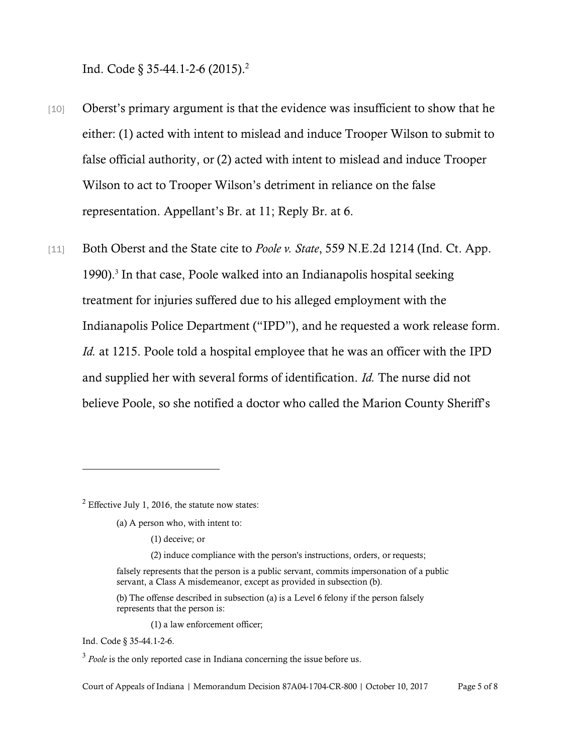Ind. Code § 35-44.1-2-6 (2015).[2]

[10] Oberst's primary argument is that the evidence was insufficient to show that he either: (1) acted with intent to mislead and induce Trooper Wilson to submit to false official authority, or (2) acted with intent to mislead and induce Trooper Wilson to act to Trooper Wilson's detriment in reliance on the false representation. Appellant's Br. at 11; Reply Br. at 6.

[11] Both Oberst and the State cite to *Poole v. State*, 559 N.E.2d 1214 (Ind. Ct. App. 1990).[3] In that case, Poole walked into an Indianapolis hospital seeking treatment for injuries suffered due to his alleged employment with the Indianapolis Police Department ("IPD"), and he requested a work release form. *Id.* at 1215. Poole told a hospital employee that he was an officer with the IPD and supplied her with several forms of identification. *Id.* The nurse did not believe Poole, so she notified a doctor who called the Marion County Sheriff's

---

[2] Effective July 1, 2016, the statute now states:

> (a) A person who, with intent to:
>
> (1) deceive; or
>
> (2) induce compliance with the person's instructions, orders, or requests;
>
> falsely represents that the person is a public servant, commits impersonation of a public servant, a Class A misdemeanor, except as provided in subsection (b).
>
> (b) The offense described in subsection (a) is a Level 6 felony if the person falsely represents that the person is:
>
> (1) a law enforcement officer;

Ind. Code § 35-44.1-2-6.

[3] *Poole* is the only reported case in Indiana concerning the issue before us.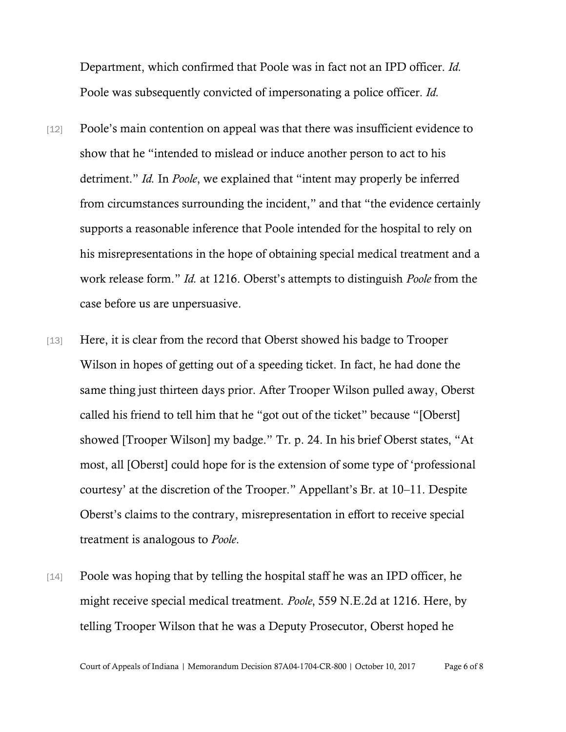Department, which confirmed that Poole was in fact not an IPD officer. *Id.* Poole was subsequently convicted of impersonating a police officer. *Id.*

[12] Poole's main contention on appeal was that there was insufficient evidence to show that he "intended to mislead or induce another person to act to his detriment." *Id.* In *Poole*, we explained that "intent may properly be inferred from circumstances surrounding the incident," and that "the evidence certainly supports a reasonable inference that Poole intended for the hospital to rely on his misrepresentations in the hope of obtaining special medical treatment and a work release form." *Id.* at 1216. Oberst's attempts to distinguish *Poole* from the case before us are unpersuasive.

[13] Here, it is clear from the record that Oberst showed his badge to Trooper Wilson in hopes of getting out of a speeding ticket. In fact, he had done the same thing just thirteen days prior. After Trooper Wilson pulled away, Oberst called his friend to tell him that he "got out of the ticket" because "[Oberst] showed [Trooper Wilson] my badge." Tr. p. 24. In his brief Oberst states, "At most, all [Oberst] could hope for is the extension of some type of 'professional courtesy' at the discretion of the Trooper." Appellant's Br. at 10–11. Despite Oberst's claims to the contrary, misrepresentation in effort to receive special treatment is analogous to *Poole*.

[14] Poole was hoping that by telling the hospital staff he was an IPD officer, he might receive special medical treatment. *Poole*, 559 N.E.2d at 1216. Here, by telling Trooper Wilson that he was a Deputy Prosecutor, Oberst hoped he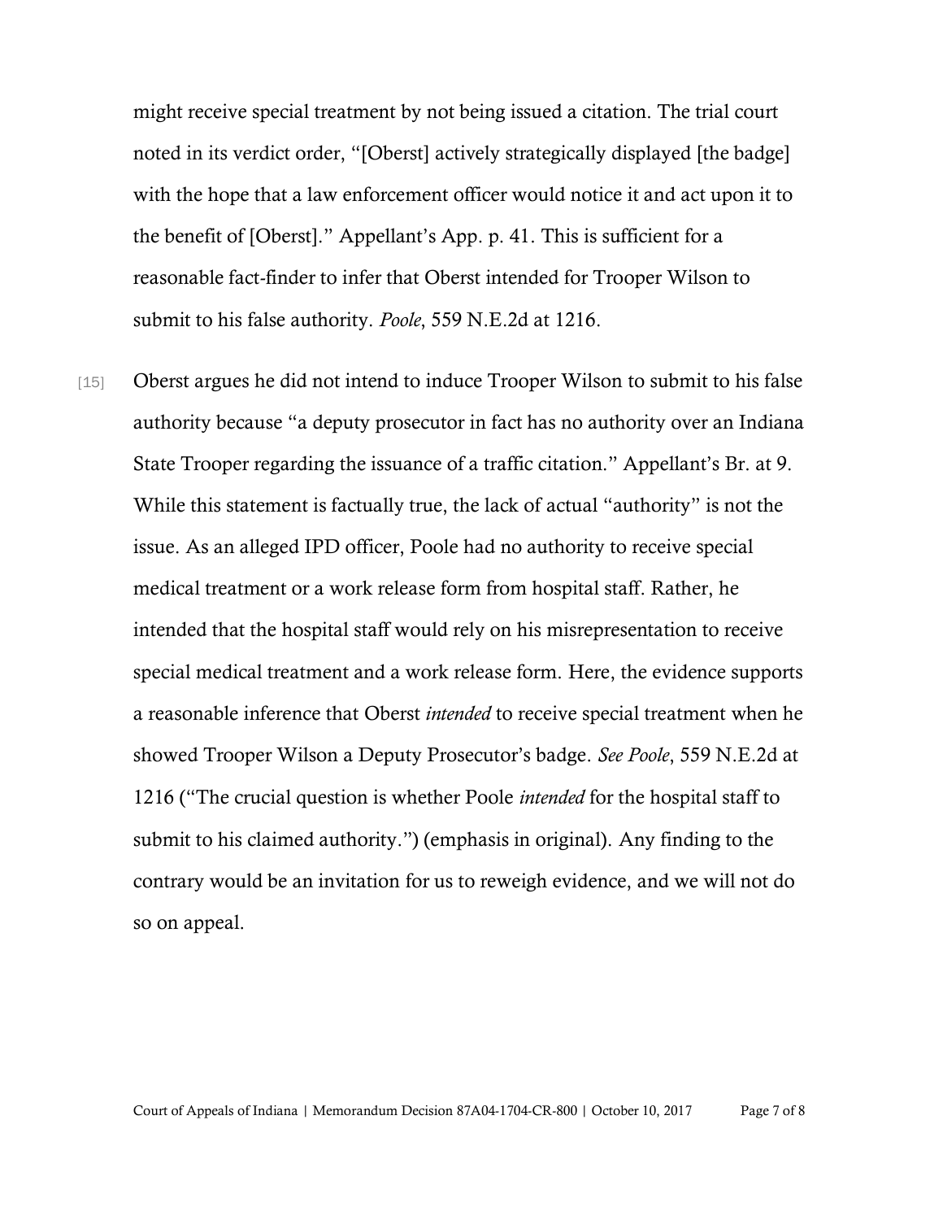might receive special treatment by not being issued a citation. The trial court noted in its verdict order, "[Oberst] actively strategically displayed [the badge] with the hope that a law enforcement officer would notice it and act upon it to the benefit of [Oberst]." Appellant's App. p. 41. This is sufficient for a reasonable fact-finder to infer that Oberst intended for Trooper Wilson to submit to his false authority. *Poole*, 559 N.E.2d at 1216.

[15] Oberst argues he did not intend to induce Trooper Wilson to submit to his false authority because "a deputy prosecutor in fact has no authority over an Indiana State Trooper regarding the issuance of a traffic citation." Appellant's Br. at 9. While this statement is factually true, the lack of actual "authority" is not the issue. As an alleged IPD officer, Poole had no authority to receive special medical treatment or a work release form from hospital staff. Rather, he intended that the hospital staff would rely on his misrepresentation to receive special medical treatment and a work release form. Here, the evidence supports a reasonable inference that Oberst *intended* to receive special treatment when he showed Trooper Wilson a Deputy Prosecutor's badge. *See Poole*, 559 N.E.2d at 1216 ("The crucial question is whether Poole *intended* for the hospital staff to submit to his claimed authority.") (emphasis in original). Any finding to the contrary would be an invitation for us to reweigh evidence, and we will not do so on appeal.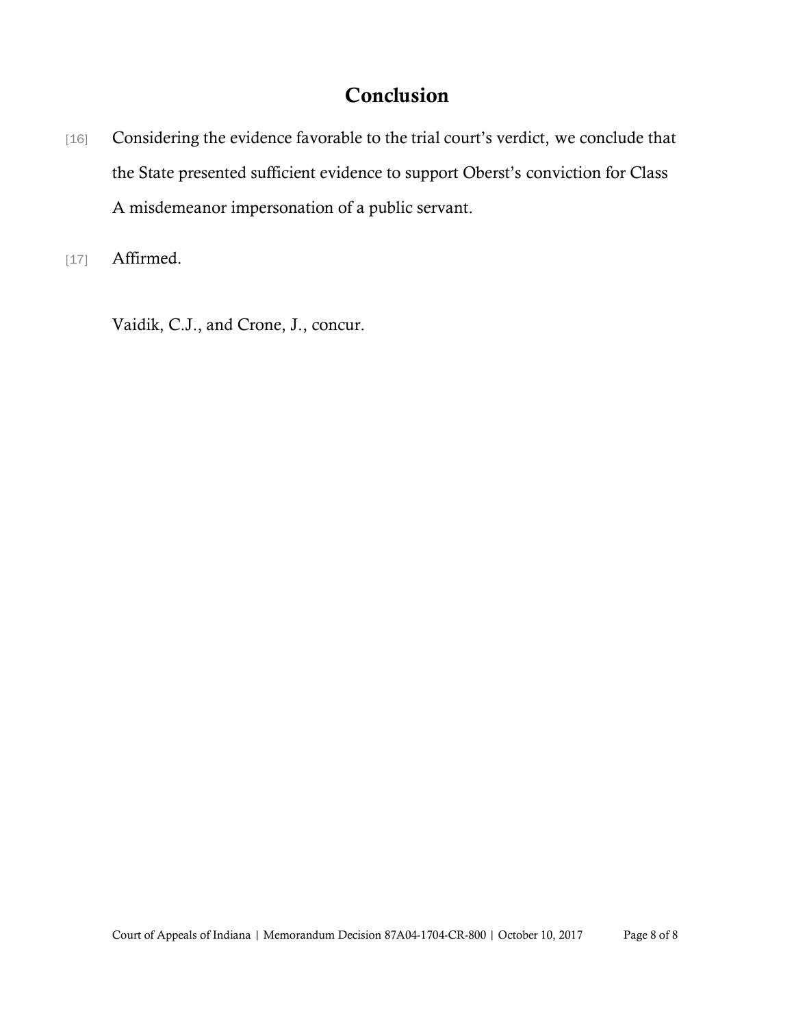## Conclusion

[16] Considering the evidence favorable to the trial court's verdict, we conclude that the State presented sufficient evidence to support Oberst's conviction for Class A misdemeanor impersonation of a public servant.

[17] Affirmed.

Vaidik, C.J., and Crone, J., concur.